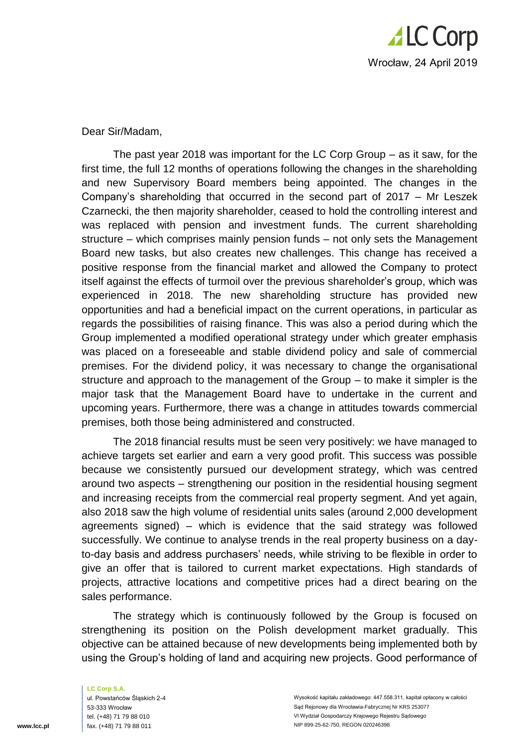Wrocław, 24 April 2019

Dear Sir/Madam,

The past year 2018 was important for the LC Corp Group – as it saw, for the first time, the full 12 months of operations following the changes in the shareholding and new Supervisory Board members being appointed. The changes in the Company's shareholding that occurred in the second part of 2017 – Mr Leszek Czarnecki, the then majority shareholder, ceased to hold the controlling interest and was replaced with pension and investment funds. The current shareholding structure – which comprises mainly pension funds – not only sets the Management Board new tasks, but also creates new challenges. This change has received a positive response from the financial market and allowed the Company to protect itself against the effects of turmoil over the previous shareholder's group, which was experienced in 2018. The new shareholding structure has provided new opportunities and had a beneficial impact on the current operations, in particular as regards the possibilities of raising finance. This was also a period during which the Group implemented a modified operational strategy under which greater emphasis was placed on a foreseeable and stable dividend policy and sale of commercial premises. For the dividend policy, it was necessary to change the organisational structure and approach to the management of the Group – to make it simpler is the major task that the Management Board have to undertake in the current and upcoming years. Furthermore, there was a change in attitudes towards commercial premises, both those being administered and constructed.

The 2018 financial results must be seen very positively: we have managed to achieve targets set earlier and earn a very good profit. This success was possible because we consistently pursued our development strategy, which was centred around two aspects – strengthening our position in the residential housing segment and increasing receipts from the commercial real property segment. And yet again, also 2018 saw the high volume of residential units sales (around 2,000 development agreements signed) – which is evidence that the said strategy was followed successfully. We continue to analyse trends in the real property business on a day-to-day basis and address purchasers' needs, while striving to be flexible in order to give an offer that is tailored to current market expectations. High standards of projects, attractive locations and competitive prices had a direct bearing on the sales performance.

The strategy which is continuously followed by the Group is focused on strengthening its position on the Polish development market gradually. This objective can be attained because of new developments being implemented both by using the Group's holding of land and acquiring new projects. Good performance of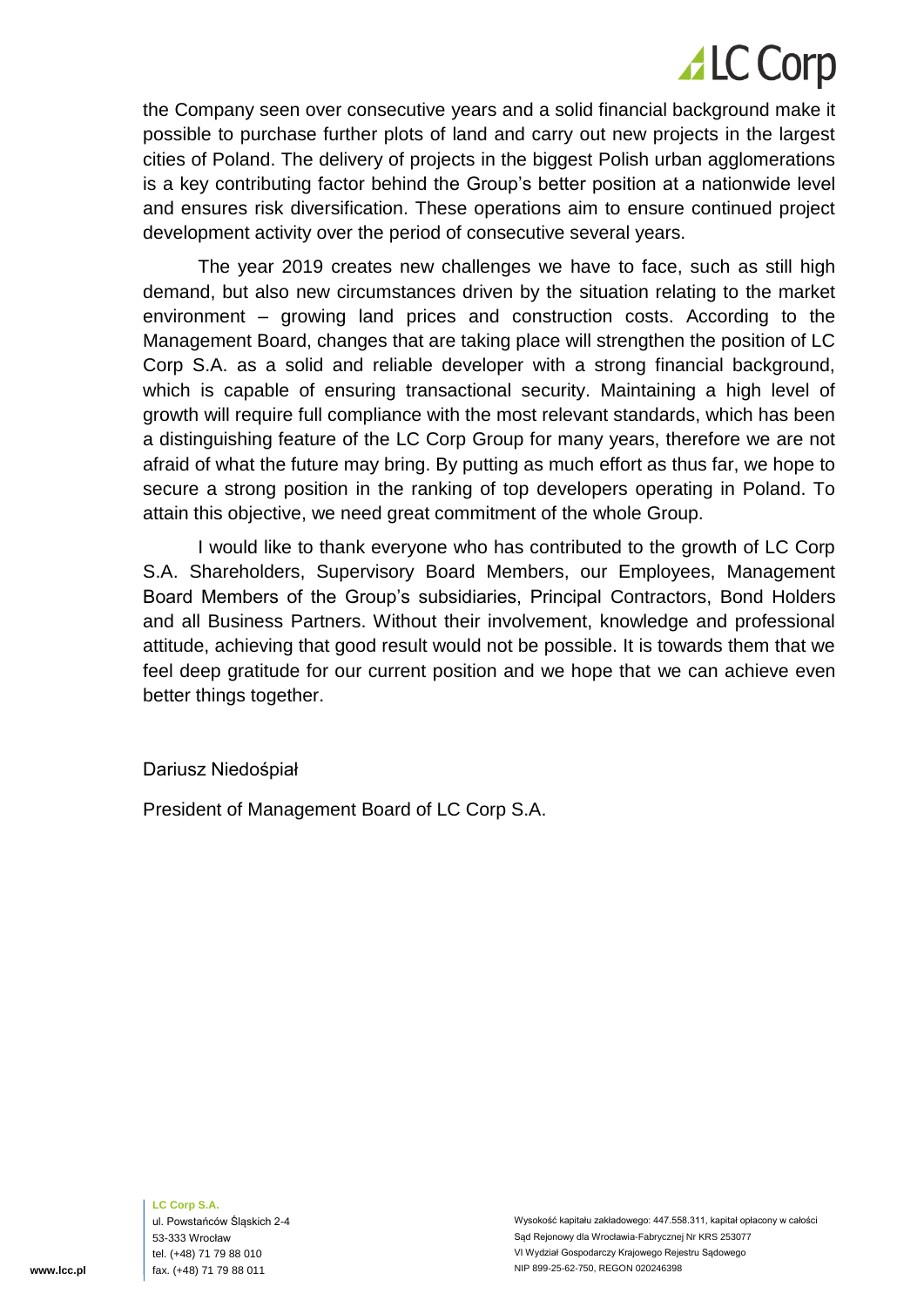the Company seen over consecutive years and a solid financial background make it possible to purchase further plots of land and carry out new projects in the largest cities of Poland. The delivery of projects in the biggest Polish urban agglomerations is a key contributing factor behind the Group's better position at a nationwide level and ensures risk diversification. These operations aim to ensure continued project development activity over the period of consecutive several years.

The year 2019 creates new challenges we have to face, such as still high demand, but also new circumstances driven by the situation relating to the market environment – growing land prices and construction costs. According to the Management Board, changes that are taking place will strengthen the position of LC Corp S.A. as a solid and reliable developer with a strong financial background, which is capable of ensuring transactional security. Maintaining a high level of growth will require full compliance with the most relevant standards, which has been a distinguishing feature of the LC Corp Group for many years, therefore we are not afraid of what the future may bring. By putting as much effort as thus far, we hope to secure a strong position in the ranking of top developers operating in Poland. To attain this objective, we need great commitment of the whole Group.

I would like to thank everyone who has contributed to the growth of LC Corp S.A. Shareholders, Supervisory Board Members, our Employees, Management Board Members of the Group's subsidiaries, Principal Contractors, Bond Holders and all Business Partners. Without their involvement, knowledge and professional attitude, achieving that good result would not be possible. It is towards them that we feel deep gratitude for our current position and we hope that we can achieve even better things together.

Dariusz Niedośpiał

President of Management Board of LC Corp S.A.